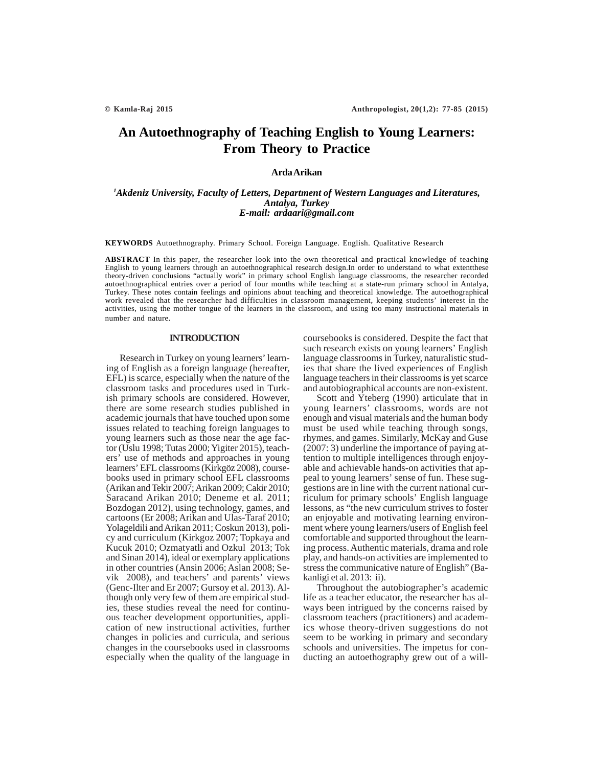# An Autoethnography of Teaching English to Young Learners: From Theory to Practice

**Arda Arikan**

*[1]Akdeniz University, Faculty of Letters, Department of Western Languages and Literatures, Antalya, Turkey*
*E-mail: ardaari@gmail.com*

**KEYWORDS** Autoethnography. Primary School. Foreign Language. English. Qualitative Research

**ABSTRACT** In this paper, the researcher look into the own theoretical and practical knowledge of teaching English to young learners through an autoethnographical research design.In order to understand to what extentthese theory-driven conclusions "actually work" in primary school English language classrooms, the researcher recorded autoethnographical entries over a period of four months while teaching at a state-run primary school in Antalya, Turkey. These notes contain feelings and opinions about teaching and theoretical knowledge. The autoethographical work revealed that the researcher had difficulties in classroom management, keeping students' interest in the activities, using the mother tongue of the learners in the classroom, and using too many instructional materials in number and nature.

## INTRODUCTION

Research in Turkey on young learners' learning of English as a foreign language (hereafter, EFL) is scarce, especially when the nature of the classroom tasks and procedures used in Turkish primary schools are considered. However, there are some research studies published in academic journals that have touched upon some issues related to teaching foreign languages to young learners such as those near the age factor (Uslu 1998; Tutas 2000; Yigiter 2015), teachers' use of methods and approaches in young learners' EFL classrooms (Kirkgöz 2008), coursebooks used in primary school EFL classrooms (Arikan and Tekir 2007; Arikan 2009; Cakir 2010; Saracand Arikan 2010; Deneme et al. 2011; Bozdogan 2012), using technology, games, and cartoons (Er 2008; Arikan and Ulas-Taraf 2010; Yolageldili and Arikan 2011; Coskun 2013), policy and curriculum (Kirkgoz 2007; Topkaya and Kucuk 2010; Ozmatyatli and Ozkul 2013; Tok and Sinan 2014), ideal or exemplary applications in other countries (Ansin 2006; Aslan 2008; Sevik 2008), and teachers' and parents' views (Genc-Ilter and Er 2007; Gursoy et al. 2013). Although only very few of them are empirical studies, these studies reveal the need for continuous teacher development opportunities, application of new instructional activities, further changes in policies and curricula, and serious changes in the coursebooks used in classrooms especially when the quality of the language in coursebooks is considered. Despite the fact that such research exists on young learners' English language classrooms in Turkey, naturalistic studies that share the lived experiences of English language teachers in their classrooms is yet scarce and autobiographical accounts are non-existent.

Scott and Yteberg (1990) articulate that in young learners' classrooms, words are not enough and visual materials and the human body must be used while teaching through songs, rhymes, and games. Similarly, McKay and Guse (2007: 3) underline the importance of paying attention to multiple intelligences through enjoyable and achievable hands-on activities that appeal to young learners' sense of fun. These suggestions are in line with the current national curriculum for primary schools' English language lessons, as "the new curriculum strives to foster an enjoyable and motivating learning environment where young learners/users of English feel comfortable and supported throughout the learning process. Authentic materials, drama and role play, and hands-on activities are implemented to stress the communicative nature of English" (Bakanligi et al. 2013: ii).

Throughout the autobiographer's academic life as a teacher educator, the researcher has always been intrigued by the concerns raised by classroom teachers (practitioners) and academics whose theory-driven suggestions do not seem to be working in primary and secondary schools and universities. The impetus for conducting an autoethography grew out of a will-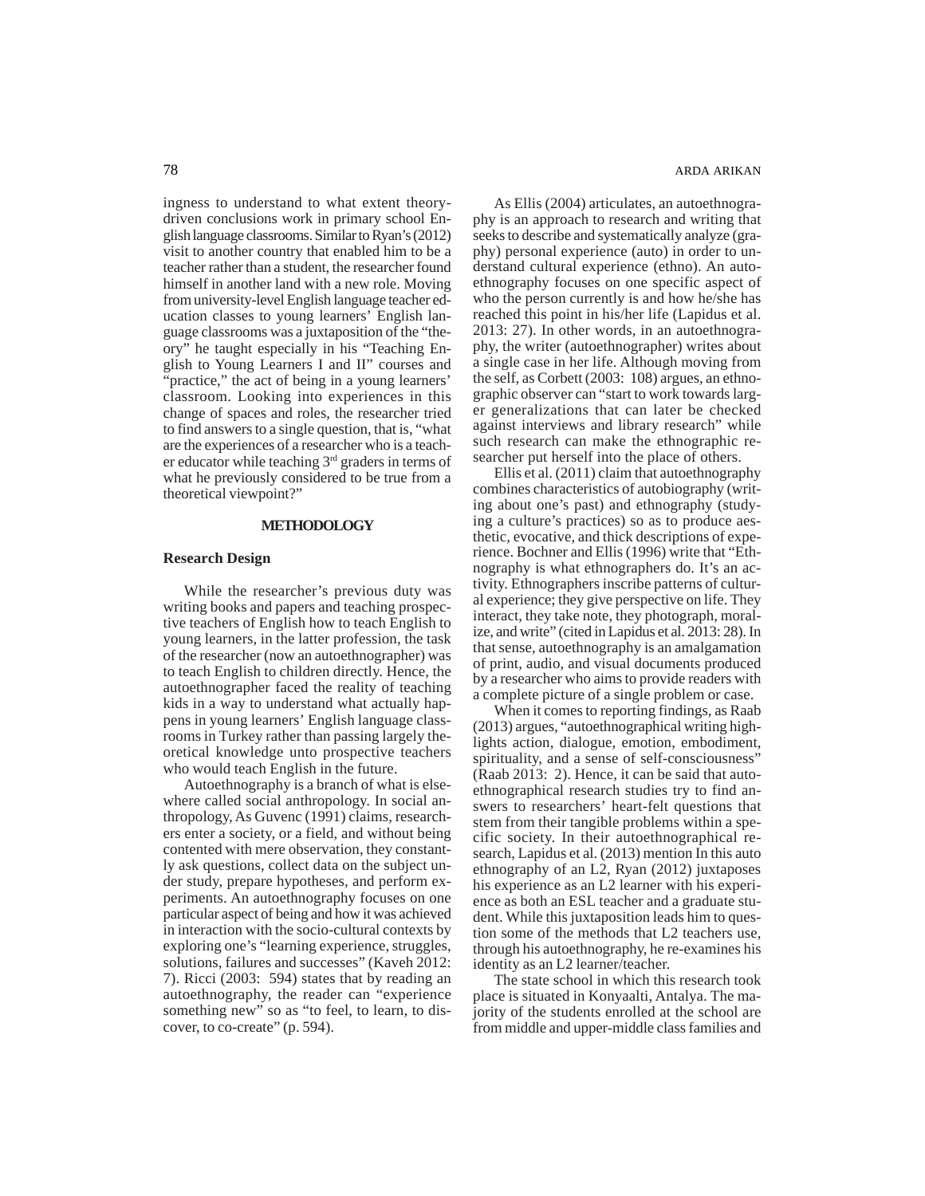ingness to understand to what extent theory-driven conclusions work in primary school English language classrooms. Similar to Ryan's (2012) visit to another country that enabled him to be a teacher rather than a student, the researcher found himself in another land with a new role. Moving from university-level English language teacher education classes to young learners' English language classrooms was a juxtaposition of the "theory" he taught especially in his "Teaching English to Young Learners I and II" courses and "practice," the act of being in a young learners' classroom. Looking into experiences in this change of spaces and roles, the researcher tried to find answers to a single question, that is, "what are the experiences of a researcher who is a teacher educator while teaching 3rd graders in terms of what he previously considered to be true from a theoretical viewpoint?"

## METHODOLOGY

### Research Design

While the researcher's previous duty was writing books and papers and teaching prospective teachers of English how to teach English to young learners, in the latter profession, the task of the researcher (now an autoethnographer) was to teach English to children directly. Hence, the autoethnographer faced the reality of teaching kids in a way to understand what actually happens in young learners' English language classrooms in Turkey rather than passing largely theoretical knowledge unto prospective teachers who would teach English in the future.

Autoethnography is a branch of what is elsewhere called social anthropology. In social anthropology, As Guvenc (1991) claims, researchers enter a society, or a field, and without being contented with mere observation, they constantly ask questions, collect data on the subject under study, prepare hypotheses, and perform experiments. An autoethnography focuses on one particular aspect of being and how it was achieved in interaction with the socio-cultural contexts by exploring one's "learning experience, struggles, solutions, failures and successes" (Kaveh 2012: 7). Ricci (2003: 594) states that by reading an autoethnography, the reader can "experience something new" so as "to feel, to learn, to discover, to co-create" (p. 594).

As Ellis (2004) articulates, an autoethnography is an approach to research and writing that seeks to describe and systematically analyze (graphy) personal experience (auto) in order to understand cultural experience (ethno). An autoethnography focuses on one specific aspect of who the person currently is and how he/she has reached this point in his/her life (Lapidus et al. 2013: 27). In other words, in an autoethnography, the writer (autoethnographer) writes about a single case in her life. Although moving from the self, as Corbett (2003: 108) argues, an ethnographic observer can "start to work towards larger generalizations that can later be checked against interviews and library research" while such research can make the ethnographic researcher put herself into the place of others.

Ellis et al. (2011) claim that autoethnography combines characteristics of autobiography (writing about one's past) and ethnography (studying a culture's practices) so as to produce aesthetic, evocative, and thick descriptions of experience. Bochner and Ellis (1996) write that "Ethnography is what ethnographers do. It's an activity. Ethnographers inscribe patterns of cultural experience; they give perspective on life. They interact, they take note, they photograph, moralize, and write" (cited in Lapidus et al. 2013: 28). In that sense, autoethnography is an amalgamation of print, audio, and visual documents produced by a researcher who aims to provide readers with a complete picture of a single problem or case.

When it comes to reporting findings, as Raab (2013) argues, "autoethnographical writing highlights action, dialogue, emotion, embodiment, spirituality, and a sense of self-consciousness" (Raab 2013: 2). Hence, it can be said that autoethnographical research studies try to find answers to researchers' heart-felt questions that stem from their tangible problems within a specific society. In their autoethnographical research, Lapidus et al. (2013) mention In this auto ethnography of an L2, Ryan (2012) juxtaposes his experience as an L2 learner with his experience as both an ESL teacher and a graduate student. While this juxtaposition leads him to question some of the methods that L2 teachers use, through his autoethnography, he re-examines his identity as an L2 learner/teacher.

The state school in which this research took place is situated in Konyaalti, Antalya. The majority of the students enrolled at the school are from middle and upper-middle class families and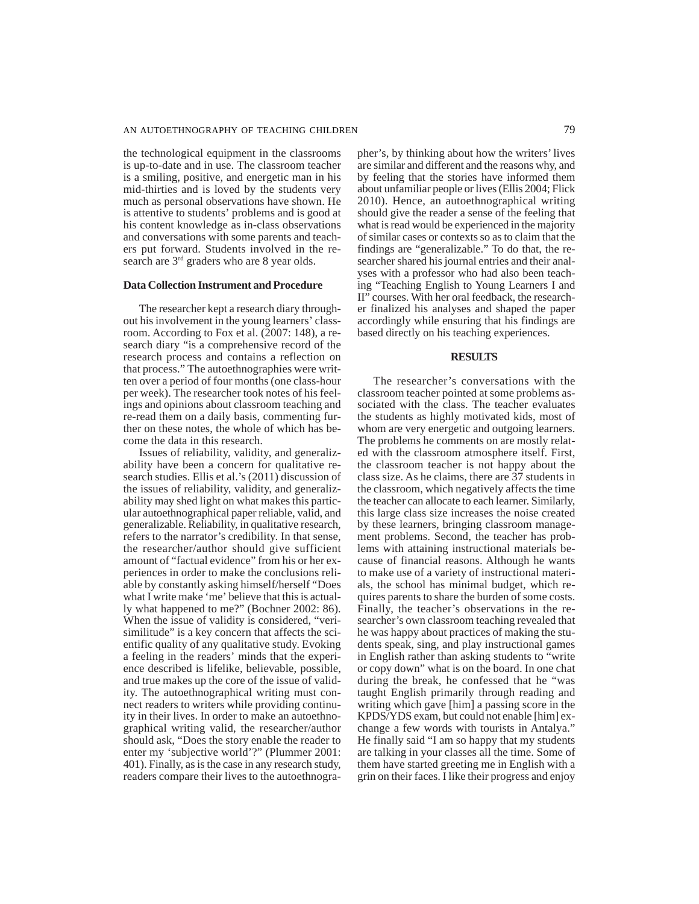the technological equipment in the classrooms is up-to-date and in use. The classroom teacher is a smiling, positive, and energetic man in his mid-thirties and is loved by the students very much as personal observations have shown. He is attentive to students' problems and is good at his content knowledge as in-class observations and conversations with some parents and teachers put forward. Students involved in the research are 3rd graders who are 8 year olds.

### Data Collection Instrument and Procedure

The researcher kept a research diary throughout his involvement in the young learners' classroom. According to Fox et al. (2007: 148), a research diary "is a comprehensive record of the research process and contains a reflection on that process." The autoethnographies were written over a period of four months (one class-hour per week). The researcher took notes of his feelings and opinions about classroom teaching and re-read them on a daily basis, commenting further on these notes, the whole of which has become the data in this research.

Issues of reliability, validity, and generalizability have been a concern for qualitative research studies. Ellis et al.'s (2011) discussion of the issues of reliability, validity, and generalizability may shed light on what makes this particular autoethnographical paper reliable, valid, and generalizable. Reliability, in qualitative research, refers to the narrator's credibility. In that sense, the researcher/author should give sufficient amount of "factual evidence" from his or her experiences in order to make the conclusions reliable by constantly asking himself/herself "Does what I write make 'me' believe that this is actually what happened to me?" (Bochner 2002: 86). When the issue of validity is considered, "verisimilitude" is a key concern that affects the scientific quality of any qualitative study. Evoking a feeling in the readers' minds that the experience described is lifelike, believable, possible, and true makes up the core of the issue of validity. The autoethnographical writing must connect readers to writers while providing continuity in their lives. In order to make an autoethnographical writing valid, the researcher/author should ask, "Does the story enable the reader to enter my 'subjective world'?" (Plummer 2001: 401). Finally, as is the case in any research study, readers compare their lives to the autoethnographer's, by thinking about how the writers' lives are similar and different and the reasons why, and by feeling that the stories have informed them about unfamiliar people or lives (Ellis 2004; Flick 2010). Hence, an autoethnographical writing should give the reader a sense of the feeling that what is read would be experienced in the majority of similar cases or contexts so as to claim that the findings are "generalizable." To do that, the researcher shared his journal entries and their analyses with a professor who had also been teaching "Teaching English to Young Learners I and II" courses. With her oral feedback, the researcher finalized his analyses and shaped the paper accordingly while ensuring that his findings are based directly on his teaching experiences.

## RESULTS

The researcher's conversations with the classroom teacher pointed at some problems associated with the class. The teacher evaluates the students as highly motivated kids, most of whom are very energetic and outgoing learners. The problems he comments on are mostly related with the classroom atmosphere itself. First, the classroom teacher is not happy about the class size. As he claims, there are 37 students in the classroom, which negatively affects the time the teacher can allocate to each learner. Similarly, this large class size increases the noise created by these learners, bringing classroom management problems. Second, the teacher has problems with attaining instructional materials because of financial reasons. Although he wants to make use of a variety of instructional materials, the school has minimal budget, which requires parents to share the burden of some costs. Finally, the teacher's observations in the researcher's own classroom teaching revealed that he was happy about practices of making the students speak, sing, and play instructional games in English rather than asking students to "write or copy down" what is on the board. In one chat during the break, he confessed that he "was taught English primarily through reading and writing which gave [him] a passing score in the KPDS/YDS exam, but could not enable [him] exchange a few words with tourists in Antalya." He finally said "I am so happy that my students are talking in your classes all the time. Some of them have started greeting me in English with a grin on their faces. I like their progress and enjoy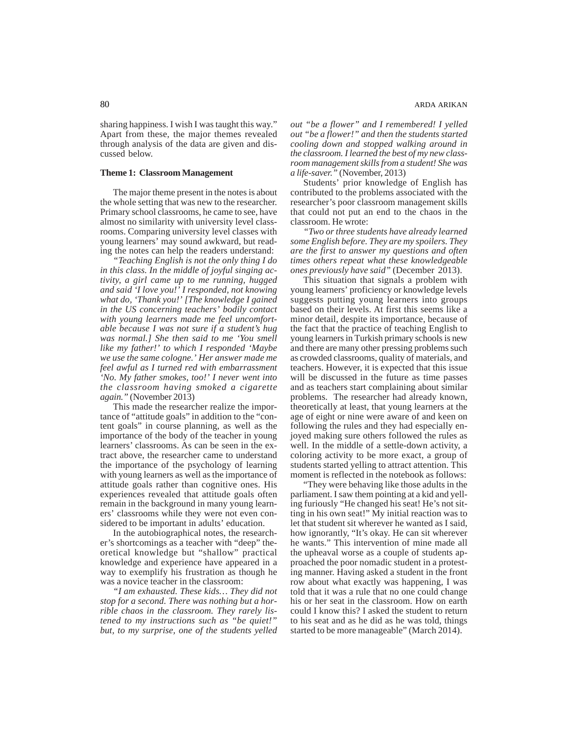sharing happiness. I wish I was taught this way." Apart from these, the major themes revealed through analysis of the data are given and discussed below.

**Theme 1: Classroom Management**

The major theme present in the notes is about the whole setting that was new to the researcher. Primary school classrooms, he came to see, have almost no similarity with university level classrooms. Comparing university level classes with young learners' may sound awkward, but reading the notes can help the readers understand:

*"Teaching English is not the only thing I do in this class. In the middle of joyful singing activity, a girl came up to me running, hugged and said 'I love you!' I responded, not knowing what do, 'Thank you!' [The knowledge I gained in the US concerning teachers' bodily contact with young learners made me feel uncomfortable because I was not sure if a student's hug was normal.] She then said to me 'You smell like my father!' to which I responded 'Maybe we use the same cologne.' Her answer made me feel awful as I turned red with embarrassment 'No. My father smokes, too!' I never went into the classroom having smoked a cigarette again."* (November 2013)

This made the researcher realize the importance of "attitude goals" in addition to the "content goals" in course planning, as well as the importance of the body of the teacher in young learners' classrooms. As can be seen in the extract above, the researcher came to understand the importance of the psychology of learning with young learners as well as the importance of attitude goals rather than cognitive ones. His experiences revealed that attitude goals often remain in the background in many young learners' classrooms while they were not even considered to be important in adults' education.

In the autobiographical notes, the researcher's shortcomings as a teacher with "deep" theoretical knowledge but "shallow" practical knowledge and experience have appeared in a way to exemplify his frustration as though he was a novice teacher in the classroom:

*"I am exhausted. These kids… They did not stop for a second. There was nothing but a horrible chaos in the classroom. They rarely listened to my instructions such as "be quiet!" but, to my surprise, one of the students yelled out "be a flower" and I remembered! I yelled out "be a flower!" and then the students started cooling down and stopped walking around in the classroom. I learned the best of my new classroom management skills from a student! She was a life-saver."* (November, 2013)

Students' prior knowledge of English has contributed to the problems associated with the researcher's poor classroom management skills that could not put an end to the chaos in the classroom. He wrote:

*"Two or three students have already learned some English before. They are my spoilers. They are the first to answer my questions and often times others repeat what these knowledgeable ones previously have said"* (December 2013).

This situation that signals a problem with young learners' proficiency or knowledge levels suggests putting young learners into groups based on their levels. At first this seems like a minor detail, despite its importance, because of the fact that the practice of teaching English to young learners in Turkish primary schools is new and there are many other pressing problems such as crowded classrooms, quality of materials, and teachers. However, it is expected that this issue will be discussed in the future as time passes and as teachers start complaining about similar problems. The researcher had already known, theoretically at least, that young learners at the age of eight or nine were aware of and keen on following the rules and they had especially enjoyed making sure others followed the rules as well. In the middle of a settle-down activity, a coloring activity to be more exact, a group of students started yelling to attract attention. This moment is reflected in the notebook as follows:

"They were behaving like those adults in the parliament. I saw them pointing at a kid and yelling furiously "He changed his seat! He's not sitting in his own seat!" My initial reaction was to let that student sit wherever he wanted as I said, how ignorantly, "It's okay. He can sit wherever he wants." This intervention of mine made all the upheaval worse as a couple of students approached the poor nomadic student in a protesting manner. Having asked a student in the front row about what exactly was happening, I was told that it was a rule that no one could change his or her seat in the classroom. How on earth could I know this? I asked the student to return to his seat and as he did as he was told, things started to be more manageable" (March 2014).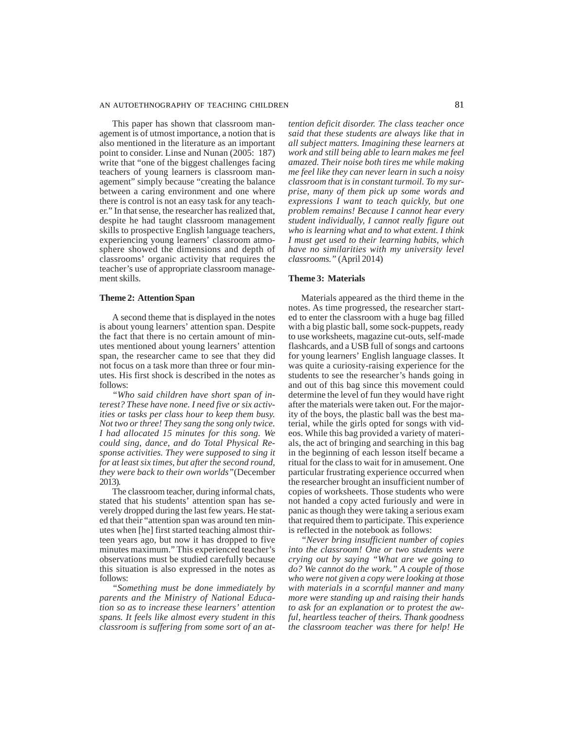This paper has shown that classroom management is of utmost importance, a notion that is also mentioned in the literature as an important point to consider. Linse and Nunan (2005: 187) write that "one of the biggest challenges facing teachers of young learners is classroom management" simply because "creating the balance between a caring environment and one where there is control is not an easy task for any teacher." In that sense, the researcher has realized that, despite he had taught classroom management skills to prospective English language teachers, experiencing young learners' classroom atmosphere showed the dimensions and depth of classrooms' organic activity that requires the teacher's use of appropriate classroom management skills.

### Theme 2: Attention Span

A second theme that is displayed in the notes is about young learners' attention span. Despite the fact that there is no certain amount of minutes mentioned about young learners' attention span, the researcher came to see that they did not focus on a task more than three or four minutes. His first shock is described in the notes as follows:

*"Who said children have short span of interest? These have none. I need five or six activities or tasks per class hour to keep them busy. Not two or three! They sang the song only twice. I had allocated 15 minutes for this song. We could sing, dance, and do Total Physical Response activities. They were supposed to sing it for at least six times, but after the second round, they were back to their own worlds"*(December 2013).

The classroom teacher, during informal chats, stated that his students' attention span has severely dropped during the last few years. He stated that their "attention span was around ten minutes when [he] first started teaching almost thirteen years ago, but now it has dropped to five minutes maximum." This experienced teacher's observations must be studied carefully because this situation is also expressed in the notes as follows:

*"Something must be done immediately by parents and the Ministry of National Education so as to increase these learners' attention spans. It feels like almost every student in this classroom is suffering from some sort of an attention deficit disorder. The class teacher once said that these students are always like that in all subject matters. Imagining these learners at work and still being able to learn makes me feel amazed. Their noise both tires me while making me feel like they can never learn in such a noisy classroom that is in constant turmoil. To my surprise, many of them pick up some words and expressions I want to teach quickly, but one problem remains! Because I cannot hear every student individually, I cannot really figure out who is learning what and to what extent. I think I must get used to their learning habits, which have no similarities with my university level classrooms."* (April 2014)

### Theme 3: Materials

Materials appeared as the third theme in the notes. As time progressed, the researcher started to enter the classroom with a huge bag filled with a big plastic ball, some sock-puppets, ready to use worksheets, magazine cut-outs, self-made flashcards, and a USB full of songs and cartoons for young learners' English language classes. It was quite a curiosity-raising experience for the students to see the researcher's hands going in and out of this bag since this movement could determine the level of fun they would have right after the materials were taken out. For the majority of the boys, the plastic ball was the best material, while the girls opted for songs with videos. While this bag provided a variety of materials, the act of bringing and searching in this bag in the beginning of each lesson itself became a ritual for the class to wait for in amusement. One particular frustrating experience occurred when the researcher brought an insufficient number of copies of worksheets. Those students who were not handed a copy acted furiously and were in panic as though they were taking a serious exam that required them to participate. This experience is reflected in the notebook as follows:

*"Never bring insufficient number of copies into the classroom! One or two students were crying out by saying "What are we going to do? We cannot do the work." A couple of those who were not given a copy were looking at those with materials in a scornful manner and many more were standing up and raising their hands to ask for an explanation or to protest the awful, heartless teacher of theirs. Thank goodness the classroom teacher was there for help! He*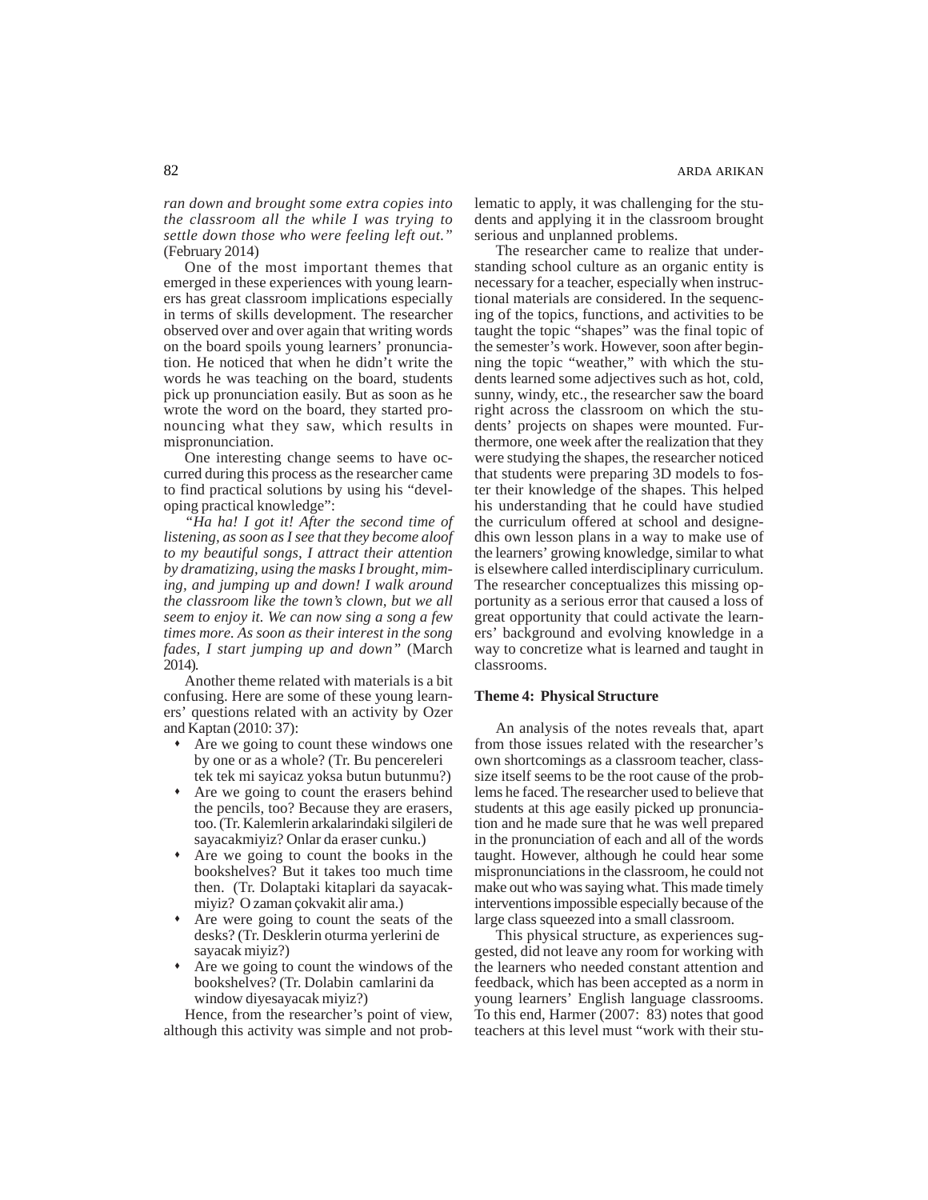*ran down and brought some extra copies into the classroom all the while I was trying to settle down those who were feeling left out."* (February 2014)

One of the most important themes that emerged in these experiences with young learners has great classroom implications especially in terms of skills development. The researcher observed over and over again that writing words on the board spoils young learners' pronunciation. He noticed that when he didn't write the words he was teaching on the board, students pick up pronunciation easily. But as soon as he wrote the word on the board, they started pronouncing what they saw, which results in mispronunciation.

One interesting change seems to have occurred during this process as the researcher came to find practical solutions by using his "developing practical knowledge":

*"Ha ha! I got it! After the second time of listening, as soon as I see that they become aloof to my beautiful songs, I attract their attention by dramatizing, using the masks I brought, miming, and jumping up and down! I walk around the classroom like the town's clown, but we all seem to enjoy it. We can now sing a song a few times more. As soon as their interest in the song fades, I start jumping up and down"* (March 2014).

Another theme related with materials is a bit confusing. Here are some of these young learners' questions related with an activity by Ozer and Kaptan (2010: 37):

- Are we going to count these windows one by one or as a whole? (Tr. Bu pencereleri tek tek mi sayicaz yoksa butun butunmu?)
- Are we going to count the erasers behind the pencils, too? Because they are erasers, too. (Tr. Kalemlerin arkalarindaki silgileri de sayacakmiyiz? Onlar da eraser cunku.)
- Are we going to count the books in the bookshelves? But it takes too much time then. (Tr. Dolaptaki kitaplari da sayacakmiyiz? O zaman çokvakit alir ama.)
- Are were going to count the seats of the desks? (Tr. Desklerin oturma yerlerini de sayacak miyiz?)
- Are we going to count the windows of the bookshelves? (Tr. Dolabin camlarini da window diyesayacak miyiz?)

Hence, from the researcher's point of view, although this activity was simple and not problematic to apply, it was challenging for the students and applying it in the classroom brought serious and unplanned problems.

The researcher came to realize that understanding school culture as an organic entity is necessary for a teacher, especially when instructional materials are considered. In the sequencing of the topics, functions, and activities to be taught the topic "shapes" was the final topic of the semester's work. However, soon after beginning the topic "weather," with which the students learned some adjectives such as hot, cold, sunny, windy, etc., the researcher saw the board right across the classroom on which the students' projects on shapes were mounted. Furthermore, one week after the realization that they were studying the shapes, the researcher noticed that students were preparing 3D models to foster their knowledge of the shapes. This helped his understanding that he could have studied the curriculum offered at school and designedhis own lesson plans in a way to make use of the learners' growing knowledge, similar to what is elsewhere called interdisciplinary curriculum. The researcher conceptualizes this missing opportunity as a serious error that caused a loss of great opportunity that could activate the learners' background and evolving knowledge in a way to concretize what is learned and taught in classrooms.

**Theme 4: Physical Structure**

An analysis of the notes reveals that, apart from those issues related with the researcher's own shortcomings as a classroom teacher, class-size itself seems to be the root cause of the problems he faced. The researcher used to believe that students at this age easily picked up pronunciation and he made sure that he was well prepared in the pronunciation of each and all of the words taught. However, although he could hear some mispronunciations in the classroom, he could not make out who was saying what. This made timely interventions impossible especially because of the large class squeezed into a small classroom.

This physical structure, as experiences suggested, did not leave any room for working with the learners who needed constant attention and feedback, which has been accepted as a norm in young learners' English language classrooms. To this end, Harmer (2007: 83) notes that good teachers at this level must "work with their stu-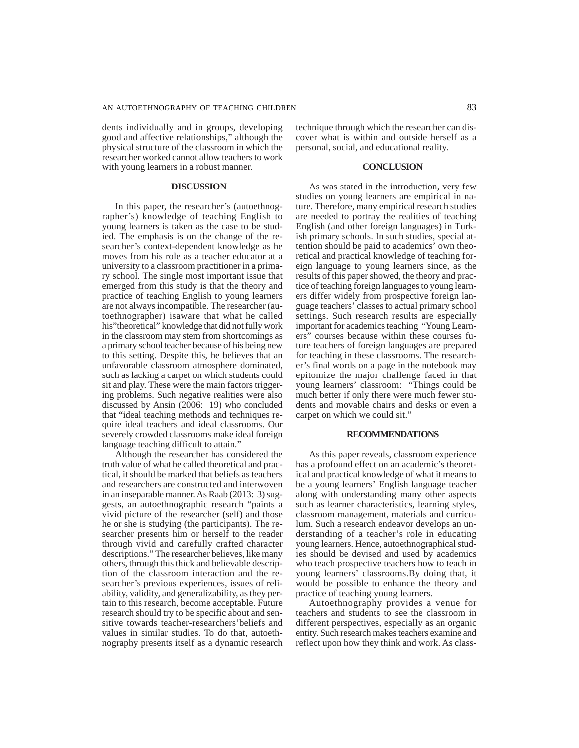dents individually and in groups, developing good and affective relationships," although the physical structure of the classroom in which the researcher worked cannot allow teachers to work with young learners in a robust manner.

## DISCUSSION

In this paper, the researcher's (autoethnographer's) knowledge of teaching English to young learners is taken as the case to be studied. The emphasis is on the change of the researcher's context-dependent knowledge as he moves from his role as a teacher educator at a university to a classroom practitioner in a primary school. The single most important issue that emerged from this study is that the theory and practice of teaching English to young learners are not always incompatible. The researcher (autoethnographer) isaware that what he called his"theoretical" knowledge that did not fully work in the classroom may stem from shortcomings as a primary school teacher because of his being new to this setting. Despite this, he believes that an unfavorable classroom atmosphere dominated, such as lacking a carpet on which students could sit and play. These were the main factors triggering problems. Such negative realities were also discussed by Ansin (2006: 19) who concluded that "ideal teaching methods and techniques require ideal teachers and ideal classrooms. Our severely crowded classrooms make ideal foreign language teaching difficult to attain."

Although the researcher has considered the truth value of what he called theoretical and practical, it should be marked that beliefs as teachers and researchers are constructed and interwoven in an inseparable manner. As Raab (2013: 3) suggests, an autoethnographic research "paints a vivid picture of the researcher (self) and those he or she is studying (the participants). The researcher presents him or herself to the reader through vivid and carefully crafted character descriptions." The researcher believes, like many others, through this thick and believable description of the classroom interaction and the researcher's previous experiences, issues of reliability, validity, and generalizability, as they pertain to this research, become acceptable. Future research should try to be specific about and sensitive towards teacher-researchers'beliefs and values in similar studies. To do that, autoethnography presents itself as a dynamic research technique through which the researcher can discover what is within and outside herself as a personal, social, and educational reality.

## CONCLUSION

As was stated in the introduction, very few studies on young learners are empirical in nature. Therefore, many empirical research studies are needed to portray the realities of teaching English (and other foreign languages) in Turkish primary schools. In such studies, special attention should be paid to academics' own theoretical and practical knowledge of teaching foreign language to young learners since, as the results of this paper showed, the theory and practice of teaching foreign languages to young learners differ widely from prospective foreign language teachers' classes to actual primary school settings. Such research results are especially important for academics teaching "Young Learners" courses because within these courses future teachers of foreign languages are prepared for teaching in these classrooms. The researcher's final words on a page in the notebook may epitomize the major challenge faced in that young learners' classroom: "Things could be much better if only there were much fewer students and movable chairs and desks or even a carpet on which we could sit."

## RECOMMENDATIONS

As this paper reveals, classroom experience has a profound effect on an academic's theoretical and practical knowledge of what it means to be a young learners' English language teacher along with understanding many other aspects such as learner characteristics, learning styles, classroom management, materials and curriculum. Such a research endeavor develops an understanding of a teacher's role in educating young learners. Hence, autoethnographical studies should be devised and used by academics who teach prospective teachers how to teach in young learners' classrooms.By doing that, it would be possible to enhance the theory and practice of teaching young learners.

Autoethnography provides a venue for teachers and students to see the classroom in different perspectives, especially as an organic entity. Such research makes teachers examine and reflect upon how they think and work. As class-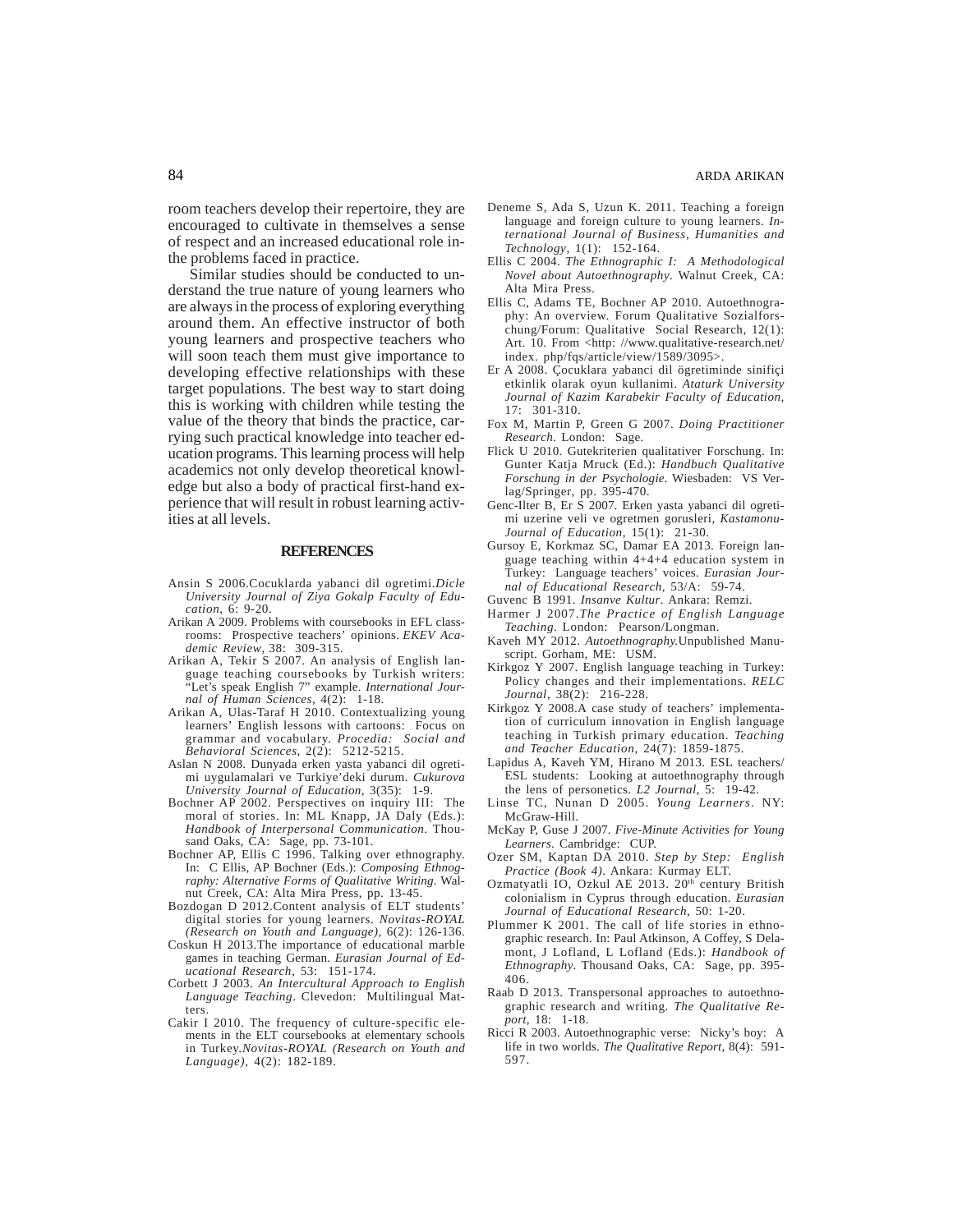room teachers develop their repertoire, they are encouraged to cultivate in themselves a sense of respect and an increased educational role in the problems faced in practice.

Similar studies should be conducted to understand the true nature of young learners who are always in the process of exploring everything around them. An effective instructor of both young learners and prospective teachers who will soon teach them must give importance to developing effective relationships with these target populations. The best way to start doing this is working with children while testing the value of the theory that binds the practice, carrying such practical knowledge into teacher education programs. This learning process will help academics not only develop theoretical knowledge but also a body of practical first-hand experience that will result in robust learning activities at all levels.

## REFERENCES

Ansin S 2006.Cocuklarda yabanci dil ogretimi.*Dicle University Journal of Ziya Gokalp Faculty of Education*, 6: 9-20.

Arikan A 2009. Problems with coursebooks in EFL classrooms: Prospective teachers' opinions. *EKEV Academic Review*, 38: 309-315.

Arikan A, Tekir S 2007. An analysis of English language teaching coursebooks by Turkish writers: "Let's speak English 7" example. *International Journal of Human Sciences*, 4(2): 1-18.

Arikan A, Ulas-Taraf H 2010. Contextualizing young learners' English lessons with cartoons: Focus on grammar and vocabulary. *Procedia: Social and Behavioral Sciences*, 2(2): 5212-5215.

Aslan N 2008. Dunyada erken yasta yabanci dil ogretimi uygulamalari ve Turkiye'deki durum. *Cukurova University Journal of Education*, 3(35): 1-9.

Bochner AP 2002. Perspectives on inquiry III: The moral of stories. In: ML Knapp, JA Daly (Eds.): *Handbook of Interpersonal Communication*. Thousand Oaks, CA: Sage, pp. 73-101.

Bochner AP, Ellis C 1996. Talking over ethnography. In: C Ellis, AP Bochner (Eds.): *Composing Ethnography: Alternative Forms of Qualitative Writing*. Walnut Creek, CA: Alta Mira Press, pp. 13-45.

Bozdogan D 2012.Content analysis of ELT students' digital stories for young learners. *Novitas-ROYAL (Research on Youth and Language)*, 6(2): 126-136.

Coskun H 2013.The importance of educational marble games in teaching German. *Eurasian Journal of Educational Research*, 53: 151-174.

Corbett J 2003. *An Intercultural Approach to English Language Teaching*. Clevedon: Multilingual Matters.

Cakir I 2010. The frequency of culture-specific elements in the ELT coursebooks at elementary schools in Turkey.*Novitas-ROYAL (Research on Youth and Language)*, 4(2): 182-189.

Deneme S, Ada S, Uzun K. 2011. Teaching a foreign language and foreign culture to young learners. *International Journal of Business, Humanities and Technology*, 1(1): 152-164.

Ellis C 2004. *The Ethnographic I: A Methodological Novel about Autoethnography*. Walnut Creek, CA: Alta Mira Press.

Ellis C, Adams TE, Bochner AP 2010. Autoethnography: An overview. Forum Qualitative Sozialforschung/Forum: Qualitative Social Research, 12(1): Art. 10. From <http: //www.qualitative-research.net/index. php/fqs/article/view/1589/3095>.

Er A 2008. Çocuklara yabanci dil ögretiminde sinifiçi etkinlik olarak oyun kullanimi. *Ataturk University Journal of Kazim Karabekir Faculty of Education*, 17: 301-310.

Fox M, Martin P, Green G 2007. *Doing Practitioner Research*. London: Sage.

Flick U 2010. Gutekriterien qualitativer Forschung. In: Gunter Katja Mruck (Ed.): *Handbuch Qualitative Forschung in der Psychologie*. Wiesbaden: VS Verlag/Springer, pp. 395-470.

Genc-Ilter B, Er S 2007. Erken yasta yabanci dil ogretimi uzerine veli ve ogretmen gorusleri, *Kastamonu-Journal of Education*, 15(1): 21-30.

Gursoy E, Korkmaz SC, Damar EA 2013. Foreign language teaching within 4+4+4 education system in Turkey: Language teachers' voices. *Eurasian Journal of Educational Research*, 53/A: 59-74.

Guvenc B 1991. *Insanve Kultur*. Ankara: Remzi.

Harmer J 2007.*The Practice of English Language Teaching*. London: Pearson/Longman.

Kaveh MY 2012. *Autoethnography*.Unpublished Manuscript. Gorham, ME: USM.

Kirkgoz Y 2007. English language teaching in Turkey: Policy changes and their implementations. *RELC Journal*, 38(2): 216-228.

Kirkgoz Y 2008.A case study of teachers' implementation of curriculum innovation in English language teaching in Turkish primary education. *Teaching and Teacher Education*, 24(7): 1859-1875.

Lapidus A, Kaveh YM, Hirano M 2013. ESL teachers/ESL students: Looking at autoethnography through the lens of personetics. *L2 Journal*, 5: 19-42.

Linse TC, Nunan D 2005. *Young Learners*. NY: McGraw-Hill.

McKay P, Guse J 2007. *Five-Minute Activities for Young Learners*. Cambridge: CUP.

Ozer SM, Kaptan DA 2010. *Step by Step: English Practice (Book 4)*. Ankara: Kurmay ELT.

Ozmatyatli IO, Ozkul AE 2013. 20th century British colonialism in Cyprus through education. *Eurasian Journal of Educational Research*, 50: 1-20.

Plummer K 2001. The call of life stories in ethnographic research. In: Paul Atkinson, A Coffey, S Delamont, J Lofland, L Lofland (Eds.): *Handbook of Ethnography*. Thousand Oaks, CA: Sage, pp. 395-406.

Raab D 2013. Transpersonal approaches to autoethnographic research and writing. *The Qualitative Report*, 18: 1-18.

Ricci R 2003. Autoethnographic verse: Nicky's boy: A life in two worlds. *The Qualitative Report*, 8(4): 591-597.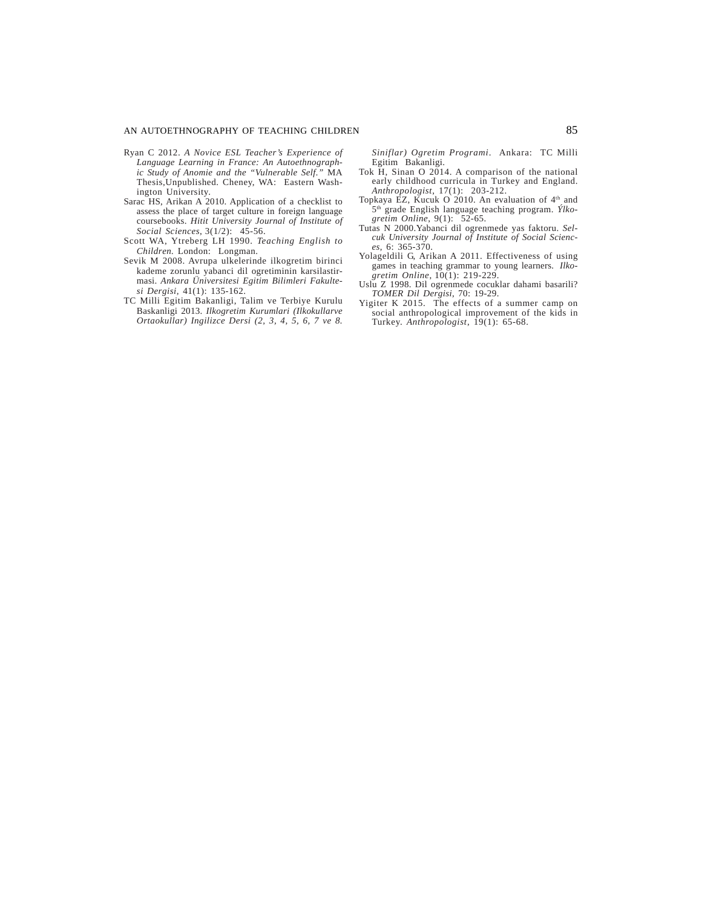Ryan C 2012. *A Novice ESL Teacher's Experience of Language Learning in France: An Autoethnographic Study of Anomie and the "Vulnerable Self."* MA Thesis,Unpublished. Cheney, WA: Eastern Washington University.

Sarac HS, Arikan A 2010. Application of a checklist to assess the place of target culture in foreign language coursebooks. *Hitit University Journal of Institute of Social Sciences*, 3(1/2): 45-56.

Scott WA, Ytreberg LH 1990. *Teaching English to Children.* London: Longman.

Sevik M 2008. Avrupa ulkelerinde ilkogretim birinci kademe zorunlu yabanci dil ogretiminin karsilastirmasi. *Ankara Üniversitesi Egitim Bilimleri Fakultesi Dergisi*, 41(1): 135-162.

TC Milli Egitim Bakanligi, Talim ve Terbiye Kurulu Baskanligi 2013. *Ilkogretim Kurumlari (Ilkokullarve Ortaokullar) Ingilizce Dersi (2, 3, 4, 5, 6, 7 ve 8. Siniflar) Ogretim Programi*. Ankara: TC Milli Egitim Bakanligi.

Tok H, Sinan O 2014. A comparison of the national early childhood curricula in Turkey and England. *Anthropologist*, 17(1): 203-212.

Topkaya EZ, Kucuk O 2010. An evaluation of 4th and 5th grade English language teaching program. *Ýlkogretim Online*, 9(1): 52-65.

Tutas N 2000.Yabanci dil ogrenmede yas faktoru. *Selcuk University Journal of Institute of Social Sciences*, 6: 365-370.

Yolageldili G, Arikan A 2011. Effectiveness of using games in teaching grammar to young learners. *Ilkogretim Online*, 10(1): 219-229.

Uslu Z 1998. Dil ogrenmede cocuklar dahami basarili? *TOMER Dil Dergisi*, 70: 19-29.

Yigiter K 2015. The effects of a summer camp on social anthropological improvement of the kids in Turkey. *Anthropologist*, 19(1): 65-68.